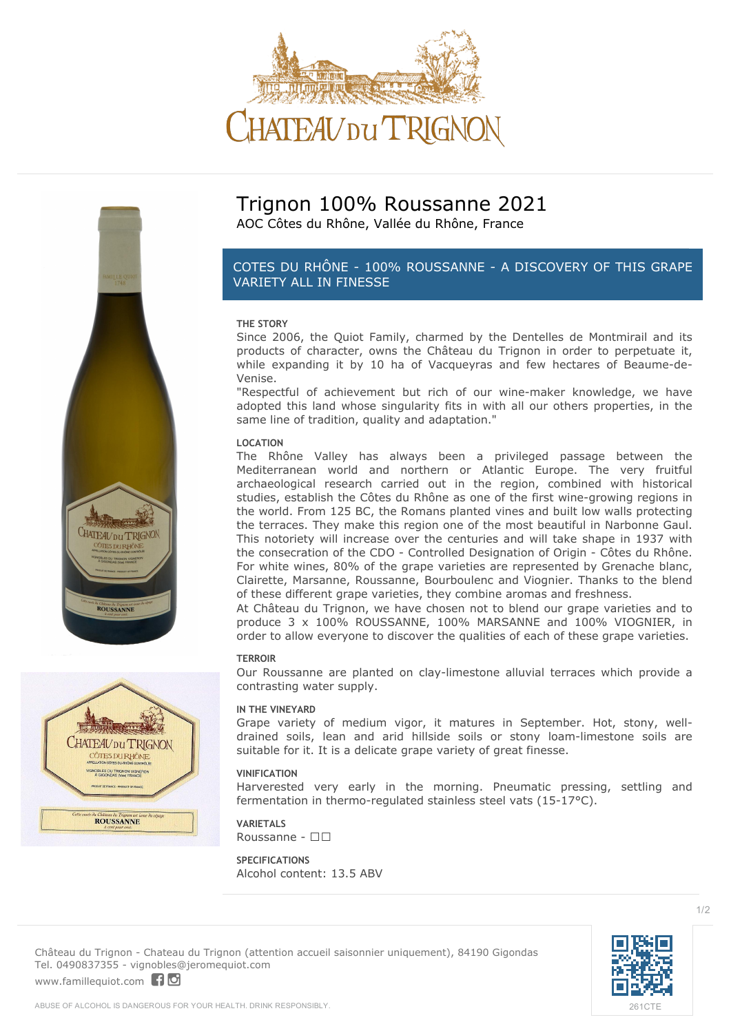# Trignon 100% Roussanne 2021

AOC Côtes du Rhône, Vallée du Rhône, France

## COTES DU RHÔNE - 100% ROUSSANNE - A DISCOVERY OF THIS GRAPE VARIETY ALL IN FINESSE

### THE STORY

Since 2006, the Quiot Family, charmed by the Dentelles de Montmirail and its products of character, owns the Château du Trignon in order to perpetuate it, while expanding it by 10 ha of Vacqueyras and few hectares of Beaume-de-Venise.

"Respectful of achievement but rich of our wine-maker knowledge, we have adopted this land whose singularity fits in with all our others properties, in the same line of tradition, quality and adaptation."

### LOCATION

The Rhône Valley has always been a privileged passage between the Mediterranean world and northern or Atlantic Europe. The very fruitful archaeological research carried out in the region, combined with historical studies, establish the Côtes du Rhône as one of the first wine-growing regions in the world. From 125 BC, the Romans planted vines and built low walls protecting the terraces. They make this region one of the most beautiful in Narbonne Gaul. This notoriety will increase over the centuries and will take shape in 1937 with the consecration of the CDO - Controlled Designation of Origin - Côtes du Rhône. For white wines, 80% of the grape varieties are represented by Grenache blanc, Clairette, Marsanne, Roussanne, Bourboulenc and Viognier. Thanks to the blend of these different grape varieties, they combine aromas and freshness.

At Château du Trignon, we have chosen not to blend our grape varieties and to produce 3 x 100% ROUSSANNE, 100% MARSANNE and 100% VIOGNIER, in order to allow everyone to discover the qualities of each of these grape varieties.

### TERROIR

Our Roussanne are planted on clay-limestone alluvial terraces which provide a contrasting water supply.

### IN THE VINEYARD

Grape variety of medium vigor, it matures in September. Hot, stony, well-drained soils, lean and arid hillside soils or stony loam-limestone soils are suitable for it. It is a delicate grape variety of great finesse.

### VINIFICATION

Harvested very early in the morning. Pneumatic pressing, settling and fermentation in thermo-regulated stainless steel vats (15-17°C).

### VARIETALS

Roussanne - □□

### SPECIFICATIONS

Alcohol content: 13.5 ABV

Château du Trignon - Chateau du Trignon (attention accueil saisonnier uniquement), 84190 Gigondas
Tel. 0490837355 - vignobles@jeromequiot.com
www.famillequiot.com

ABUSE OF ALCOHOL IS DANGEROUS FOR YOUR HEALTH. DRINK RESPONSIBLY.

261CTE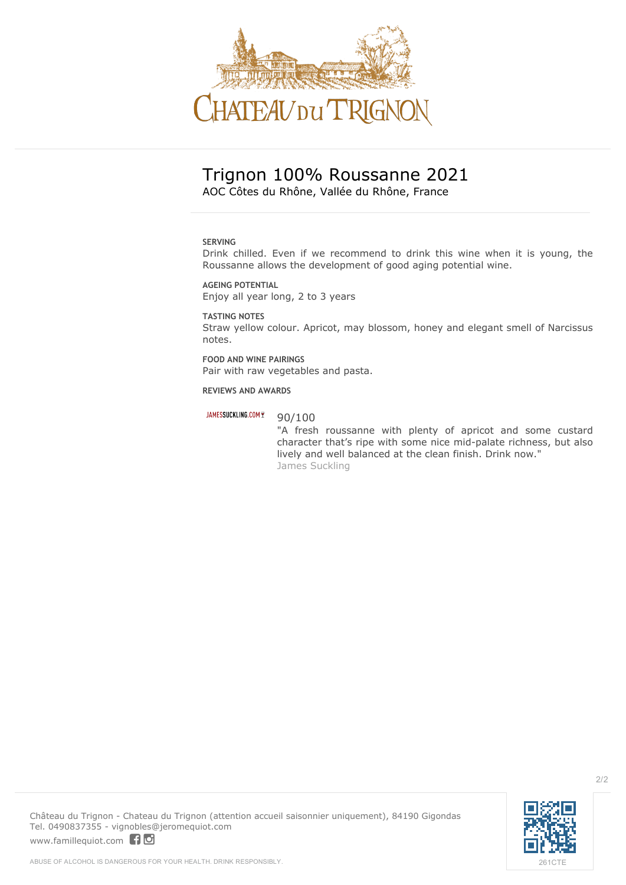CHATEAU DU TRIGNON

# Trignon 100% Roussanne 2021

AOC Côtes du Rhône, Vallée du Rhône, France

**SERVING**

Drink chilled. Even if we recommend to drink this wine when it is young, the Roussanne allows the development of good aging potential wine.

**AGEING POTENTIAL**

Enjoy all year long, 2 to 3 years

**TASTING NOTES**

Straw yellow colour. Apricot, may blossom, honey and elegant smell of Narcissus notes.

**FOOD AND WINE PAIRINGS**

Pair with raw vegetables and pasta.

**REVIEWS AND AWARDS**

JAMESSUCKLING.COM

90/100

"A fresh roussanne with plenty of apricot and some custard character that's ripe with some nice mid-palate richness, but also lively and well balanced at the clean finish. Drink now."

James Suckling

Château du Trignon - Chateau du Trignon (attention accueil saisonnier uniquement), 84190 Gigondas
Tel. 0490837355 - vignobles@jeromequiot.com
www.famillequiot.com

ABUSE OF ALCOHOL IS DANGEROUS FOR YOUR HEALTH. DRINK RESPONSIBLY.

261CTE